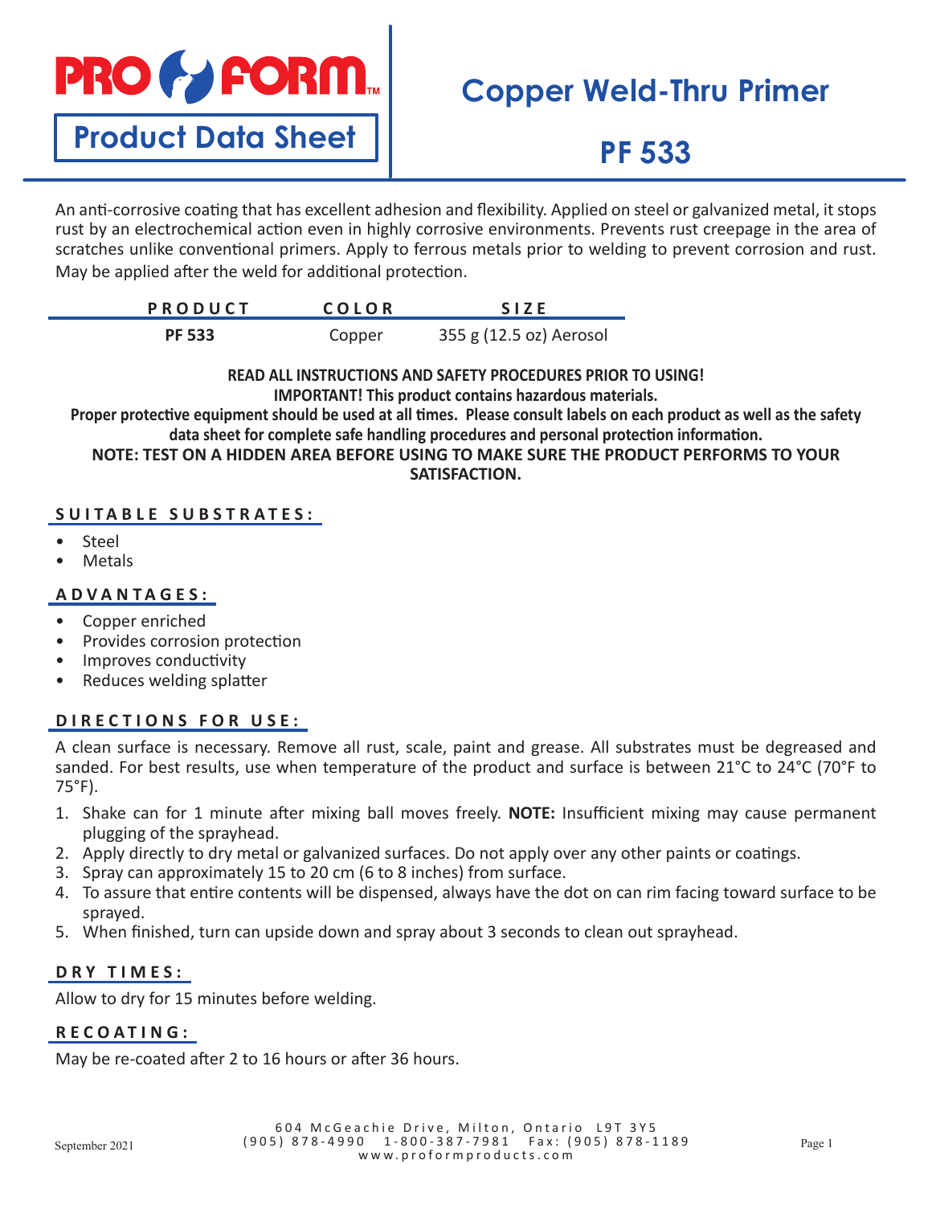# PRO FORM

**Product Data Sheet**

# Copper Weld-Thru Primer

# PF 533

An anti-corrosive coating that has excellent adhesion and flexibility. Applied on steel or galvanized metal, it stops rust by an electrochemical action even in highly corrosive environments. Prevents rust creepage in the area of scratches unlike conventional primers. Apply to ferrous metals prior to welding to prevent corrosion and rust. May be applied after the weld for additional protection.

| PRODUCT | COLOR | SIZE |
|---|---|---|
| **PF 533** | Copper | 355 g (12.5 oz) Aerosol |

**READ ALL INSTRUCTIONS AND SAFETY PROCEDURES PRIOR TO USING!**
**IMPORTANT! This product contains hazardous materials.**
**Proper protective equipment should be used at all times. Please consult labels on each product as well as the safety data sheet for complete safe handling procedures and personal protection information.**
**NOTE: TEST ON A HIDDEN AREA BEFORE USING TO MAKE SURE THE PRODUCT PERFORMS TO YOUR SATISFACTION.**

## SUITABLE SUBSTRATES:

- Steel
- Metals

## ADVANTAGES:

- Copper enriched
- Provides corrosion protection
- Improves conductivity
- Reduces welding splatter

## DIRECTIONS FOR USE:

A clean surface is necessary. Remove all rust, scale, paint and grease. All substrates must be degreased and sanded. For best results, use when temperature of the product and surface is between 21°C to 24°C (70°F to 75°F).

1. Shake can for 1 minute after mixing ball moves freely. **NOTE:** Insufficient mixing may cause permanent plugging of the sprayhead.
2. Apply directly to dry metal or galvanized surfaces. Do not apply over any other paints or coatings.
3. Spray can approximately 15 to 20 cm (6 to 8 inches) from surface.
4. To assure that entire contents will be dispensed, always have the dot on can rim facing toward surface to be sprayed.
5. When finished, turn can upside down and spray about 3 seconds to clean out sprayhead.

## DRY TIMES:

Allow to dry for 15 minutes before welding.

## RECOATING:

May be re-coated after 2 to 16 hours or after 36 hours.

September 2021

604 McGeachie Drive, Milton, Ontario L9T 3Y5
(905) 878-4990 1-800-387-7981 Fax: (905) 878-1189
www.proformproducts.com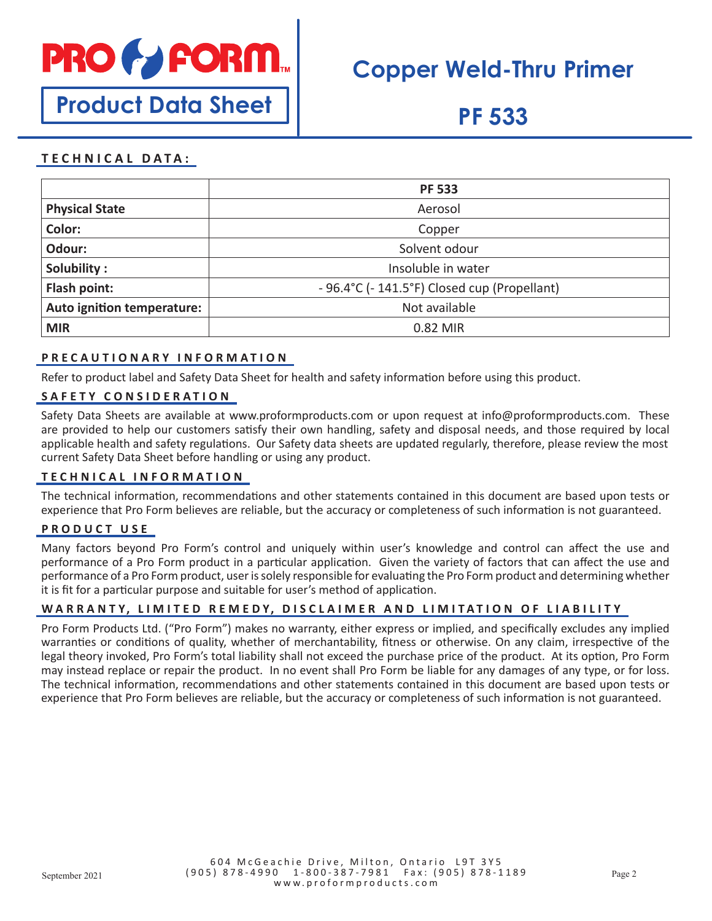# Copper Weld-Thru Primer

# PF 533

**Product Data Sheet**

## TECHNICAL DATA:

| | PF 533 |
|---|---|
| **Physical State** | Aerosol |
| **Color:** | Copper |
| **Odour:** | Solvent odour |
| **Solubility :** | Insoluble in water |
| **Flash point:** | - 96.4°C (- 141.5°F) Closed cup (Propellant) |
| **Auto ignition temperature:** | Not available |
| **MIR** | 0.82 MIR |

## PRECAUTIONARY INFORMATION

Refer to product label and Safety Data Sheet for health and safety information before using this product.

## SAFETY CONSIDERATION

Safety Data Sheets are available at www.proformproducts.com or upon request at info@proformproducts.com. These are provided to help our customers satisfy their own handling, safety and disposal needs, and those required by local applicable health and safety regulations. Our Safety data sheets are updated regularly, therefore, please review the most current Safety Data Sheet before handling or using any product.

## TECHNICAL INFORMATION

The technical information, recommendations and other statements contained in this document are based upon tests or experience that Pro Form believes are reliable, but the accuracy or completeness of such information is not guaranteed.

## PRODUCT USE

Many factors beyond Pro Form's control and uniquely within user's knowledge and control can affect the use and performance of a Pro Form product in a particular application. Given the variety of factors that can affect the use and performance of a Pro Form product, user is solely responsible for evaluating the Pro Form product and determining whether it is fit for a particular purpose and suitable for user's method of application.

## WARRANTY, LIMITED REMEDY, DISCLAIMER AND LIMITATION OF LIABILITY

Pro Form Products Ltd. ("Pro Form") makes no warranty, either express or implied, and specifically excludes any implied warranties or conditions of quality, whether of merchantability, fitness or otherwise. On any claim, irrespective of the legal theory invoked, Pro Form's total liability shall not exceed the purchase price of the product. At its option, Pro Form may instead replace or repair the product. In no event shall Pro Form be liable for any damages of any type, or for loss. The technical information, recommendations and other statements contained in this document are based upon tests or experience that Pro Form believes are reliable, but the accuracy or completeness of such information is not guaranteed.

604 McGeachie Drive, Milton, Ontario L9T 3Y5
(905) 878-4990 1-800-387-7981 Fax: (905) 878-1189
www.proformproducts.com

September 2021